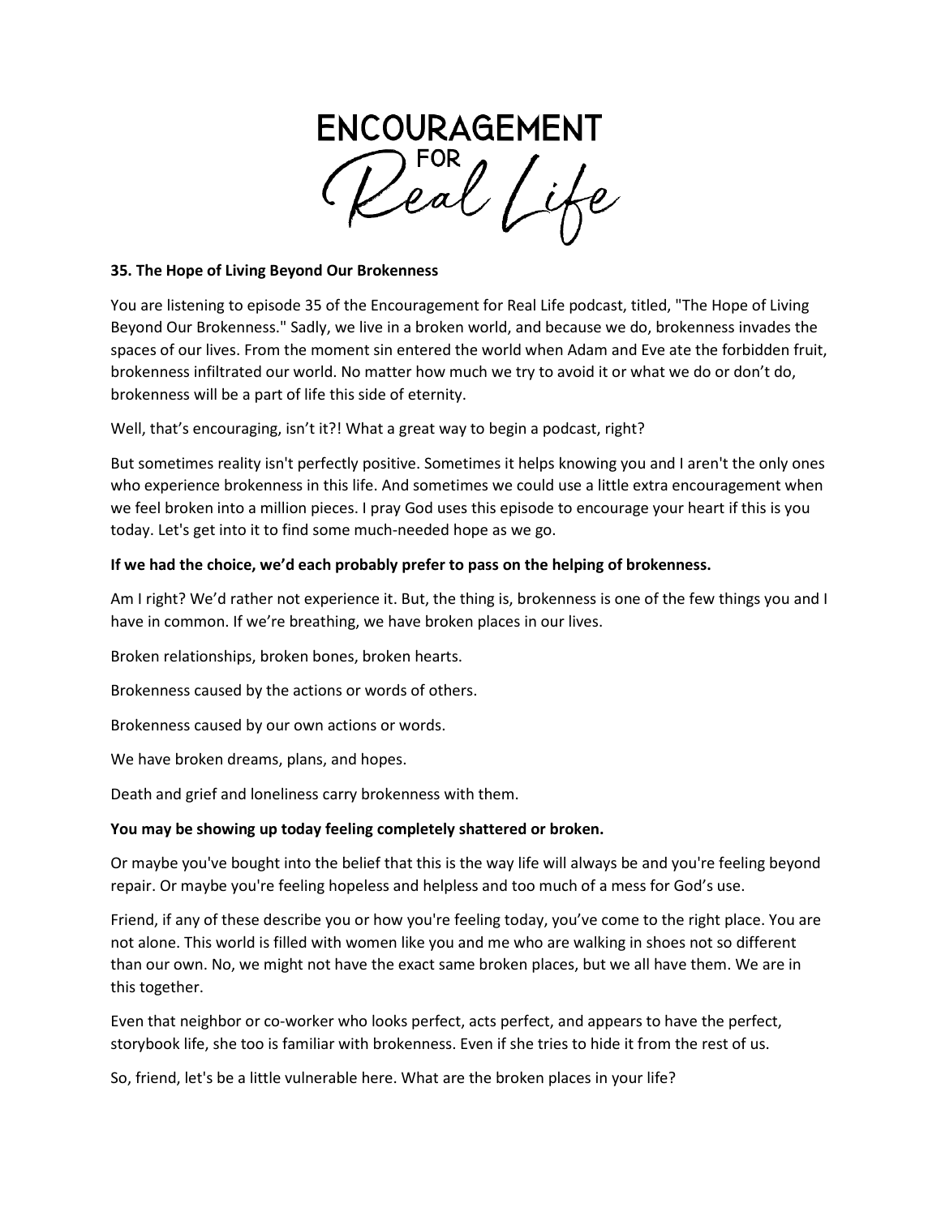# ENCOURAGEMENT FOR Real Life

**35. The Hope of Living Beyond Our Brokenness**

You are listening to episode 35 of the Encouragement for Real Life podcast, titled, "The Hope of Living Beyond Our Brokenness." Sadly, we live in a broken world, and because we do, brokenness invades the spaces of our lives. From the moment sin entered the world when Adam and Eve ate the forbidden fruit, brokenness infiltrated our world. No matter how much we try to avoid it or what we do or don't do, brokenness will be a part of life this side of eternity.

Well, that's encouraging, isn't it?! What a great way to begin a podcast, right?

But sometimes reality isn't perfectly positive. Sometimes it helps knowing you and I aren't the only ones who experience brokenness in this life. And sometimes we could use a little extra encouragement when we feel broken into a million pieces. I pray God uses this episode to encourage your heart if this is you today. Let's get into it to find some much-needed hope as we go.

**If we had the choice, we'd each probably prefer to pass on the helping of brokenness.**

Am I right? We'd rather not experience it. But, the thing is, brokenness is one of the few things you and I have in common. If we're breathing, we have broken places in our lives.

Broken relationships, broken bones, broken hearts.

Brokenness caused by the actions or words of others.

Brokenness caused by our own actions or words.

We have broken dreams, plans, and hopes.

Death and grief and loneliness carry brokenness with them.

**You may be showing up today feeling completely shattered or broken.**

Or maybe you've bought into the belief that this is the way life will always be and you're feeling beyond repair. Or maybe you're feeling hopeless and helpless and too much of a mess for God's use.

Friend, if any of these describe you or how you're feeling today, you've come to the right place. You are not alone. This world is filled with women like you and me who are walking in shoes not so different than our own. No, we might not have the exact same broken places, but we all have them. We are in this together.

Even that neighbor or co-worker who looks perfect, acts perfect, and appears to have the perfect, storybook life, she too is familiar with brokenness. Even if she tries to hide it from the rest of us.

So, friend, let's be a little vulnerable here. What are the broken places in your life?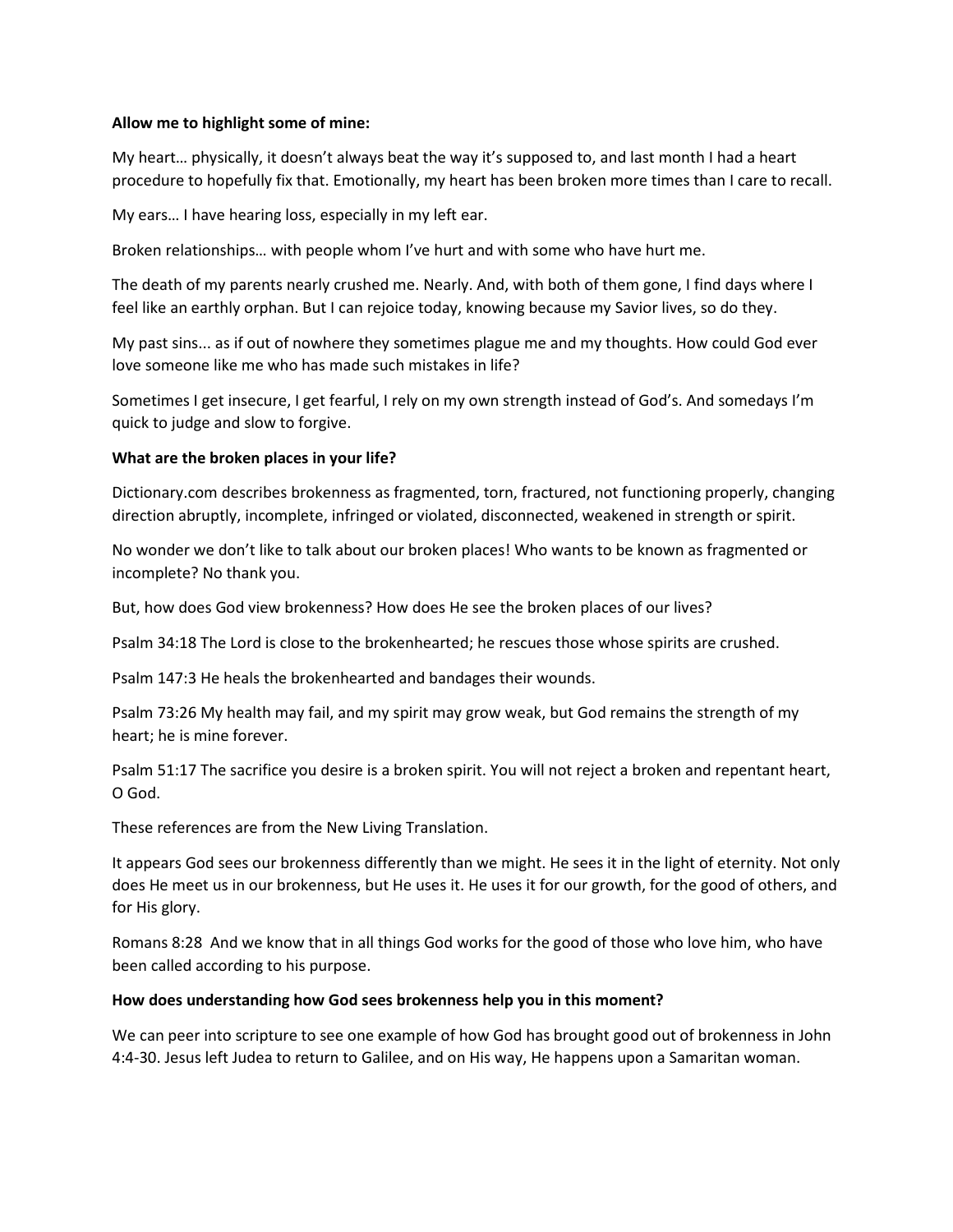**Allow me to highlight some of mine:**

My heart… physically, it doesn't always beat the way it's supposed to, and last month I had a heart procedure to hopefully fix that. Emotionally, my heart has been broken more times than I care to recall.

My ears… I have hearing loss, especially in my left ear.

Broken relationships… with people whom I've hurt and with some who have hurt me.

The death of my parents nearly crushed me. Nearly. And, with both of them gone, I find days where I feel like an earthly orphan. But I can rejoice today, knowing because my Savior lives, so do they.

My past sins... as if out of nowhere they sometimes plague me and my thoughts. How could God ever love someone like me who has made such mistakes in life?

Sometimes I get insecure, I get fearful, I rely on my own strength instead of God's. And somedays I'm quick to judge and slow to forgive.

**What are the broken places in your life?**

Dictionary.com describes brokenness as fragmented, torn, fractured, not functioning properly, changing direction abruptly, incomplete, infringed or violated, disconnected, weakened in strength or spirit.

No wonder we don't like to talk about our broken places! Who wants to be known as fragmented or incomplete? No thank you.

But, how does God view brokenness? How does He see the broken places of our lives?

Psalm 34:18 The Lord is close to the brokenhearted; he rescues those whose spirits are crushed.

Psalm 147:3 He heals the brokenhearted and bandages their wounds.

Psalm 73:26 My health may fail, and my spirit may grow weak, but God remains the strength of my heart; he is mine forever.

Psalm 51:17 The sacrifice you desire is a broken spirit. You will not reject a broken and repentant heart, O God.

These references are from the New Living Translation.

It appears God sees our brokenness differently than we might. He sees it in the light of eternity. Not only does He meet us in our brokenness, but He uses it. He uses it for our growth, for the good of others, and for His glory.

Romans 8:28 And we know that in all things God works for the good of those who love him, who have been called according to his purpose.

**How does understanding how God sees brokenness help you in this moment?**

We can peer into scripture to see one example of how God has brought good out of brokenness in John 4:4-30. Jesus left Judea to return to Galilee, and on His way, He happens upon a Samaritan woman.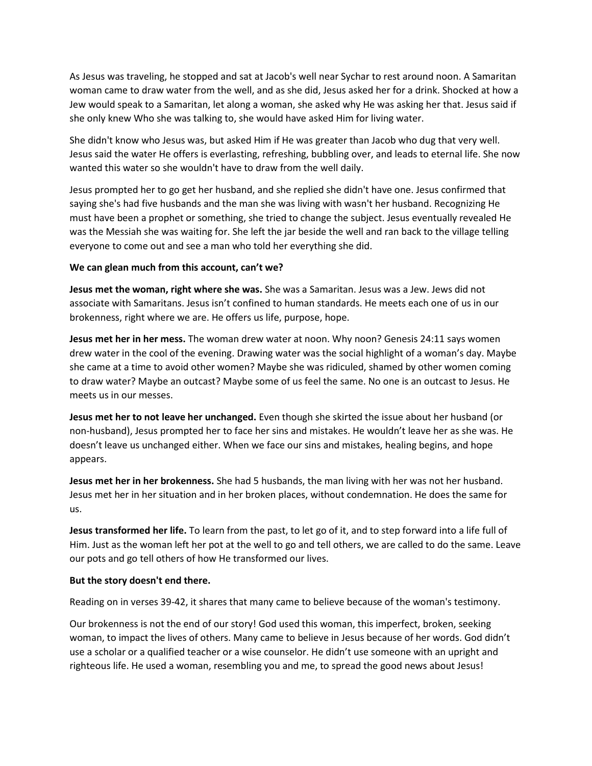As Jesus was traveling, he stopped and sat at Jacob's well near Sychar to rest around noon. A Samaritan woman came to draw water from the well, and as she did, Jesus asked her for a drink. Shocked at how a Jew would speak to a Samaritan, let along a woman, she asked why He was asking her that. Jesus said if she only knew Who she was talking to, she would have asked Him for living water.

She didn't know who Jesus was, but asked Him if He was greater than Jacob who dug that very well. Jesus said the water He offers is everlasting, refreshing, bubbling over, and leads to eternal life. She now wanted this water so she wouldn't have to draw from the well daily.

Jesus prompted her to go get her husband, and she replied she didn't have one. Jesus confirmed that saying she's had five husbands and the man she was living with wasn't her husband. Recognizing He must have been a prophet or something, she tried to change the subject. Jesus eventually revealed He was the Messiah she was waiting for. She left the jar beside the well and ran back to the village telling everyone to come out and see a man who told her everything she did.

**We can glean much from this account, can't we?**

**Jesus met the woman, right where she was.** She was a Samaritan. Jesus was a Jew. Jews did not associate with Samaritans. Jesus isn't confined to human standards. He meets each one of us in our brokenness, right where we are. He offers us life, purpose, hope.

**Jesus met her in her mess.** The woman drew water at noon. Why noon? Genesis 24:11 says women drew water in the cool of the evening. Drawing water was the social highlight of a woman's day. Maybe she came at a time to avoid other women? Maybe she was ridiculed, shamed by other women coming to draw water? Maybe an outcast? Maybe some of us feel the same. No one is an outcast to Jesus. He meets us in our messes.

**Jesus met her to not leave her unchanged.** Even though she skirted the issue about her husband (or non-husband), Jesus prompted her to face her sins and mistakes. He wouldn't leave her as she was. He doesn't leave us unchanged either. When we face our sins and mistakes, healing begins, and hope appears.

**Jesus met her in her brokenness.** She had 5 husbands, the man living with her was not her husband. Jesus met her in her situation and in her broken places, without condemnation. He does the same for us.

**Jesus transformed her life.** To learn from the past, to let go of it, and to step forward into a life full of Him. Just as the woman left her pot at the well to go and tell others, we are called to do the same. Leave our pots and go tell others of how He transformed our lives.

**But the story doesn't end there.**

Reading on in verses 39-42, it shares that many came to believe because of the woman's testimony.

Our brokenness is not the end of our story! God used this woman, this imperfect, broken, seeking woman, to impact the lives of others. Many came to believe in Jesus because of her words. God didn't use a scholar or a qualified teacher or a wise counselor. He didn't use someone with an upright and righteous life. He used a woman, resembling you and me, to spread the good news about Jesus!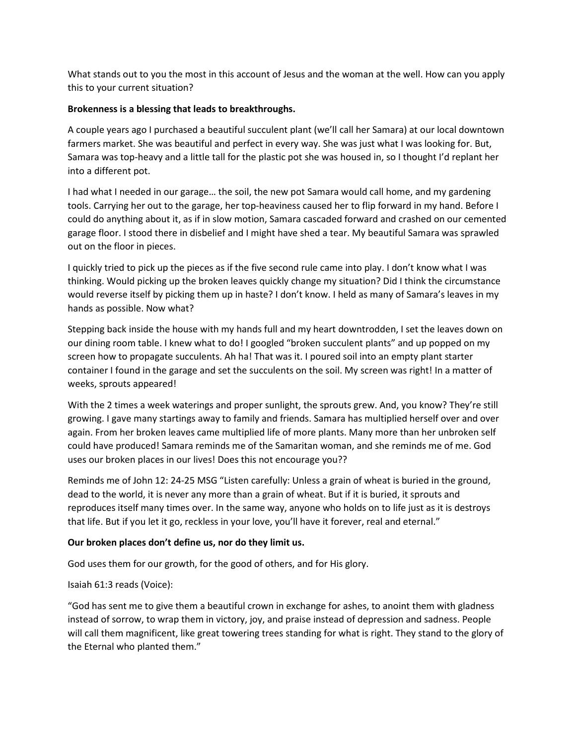What stands out to you the most in this account of Jesus and the woman at the well. How can you apply this to your current situation?

**Brokenness is a blessing that leads to breakthroughs.**

A couple years ago I purchased a beautiful succulent plant (we'll call her Samara) at our local downtown farmers market. She was beautiful and perfect in every way. She was just what I was looking for. But, Samara was top-heavy and a little tall for the plastic pot she was housed in, so I thought I'd replant her into a different pot.

I had what I needed in our garage… the soil, the new pot Samara would call home, and my gardening tools. Carrying her out to the garage, her top-heaviness caused her to flip forward in my hand. Before I could do anything about it, as if in slow motion, Samara cascaded forward and crashed on our cemented garage floor. I stood there in disbelief and I might have shed a tear. My beautiful Samara was sprawled out on the floor in pieces.

I quickly tried to pick up the pieces as if the five second rule came into play. I don't know what I was thinking. Would picking up the broken leaves quickly change my situation? Did I think the circumstance would reverse itself by picking them up in haste? I don't know. I held as many of Samara's leaves in my hands as possible. Now what?

Stepping back inside the house with my hands full and my heart downtrodden, I set the leaves down on our dining room table. I knew what to do! I googled "broken succulent plants" and up popped on my screen how to propagate succulents. Ah ha! That was it. I poured soil into an empty plant starter container I found in the garage and set the succulents on the soil. My screen was right! In a matter of weeks, sprouts appeared!

With the 2 times a week waterings and proper sunlight, the sprouts grew. And, you know? They're still growing. I gave many startings away to family and friends. Samara has multiplied herself over and over again. From her broken leaves came multiplied life of more plants. Many more than her unbroken self could have produced! Samara reminds me of the Samaritan woman, and she reminds me of me. God uses our broken places in our lives! Does this not encourage you??

Reminds me of John 12: 24-25 MSG "Listen carefully: Unless a grain of wheat is buried in the ground, dead to the world, it is never any more than a grain of wheat. But if it is buried, it sprouts and reproduces itself many times over. In the same way, anyone who holds on to life just as it is destroys that life. But if you let it go, reckless in your love, you'll have it forever, real and eternal."

**Our broken places don't define us, nor do they limit us.**

God uses them for our growth, for the good of others, and for His glory.

Isaiah 61:3 reads (Voice):

"God has sent me to give them a beautiful crown in exchange for ashes, to anoint them with gladness instead of sorrow, to wrap them in victory, joy, and praise instead of depression and sadness. People will call them magnificent, like great towering trees standing for what is right. They stand to the glory of the Eternal who planted them."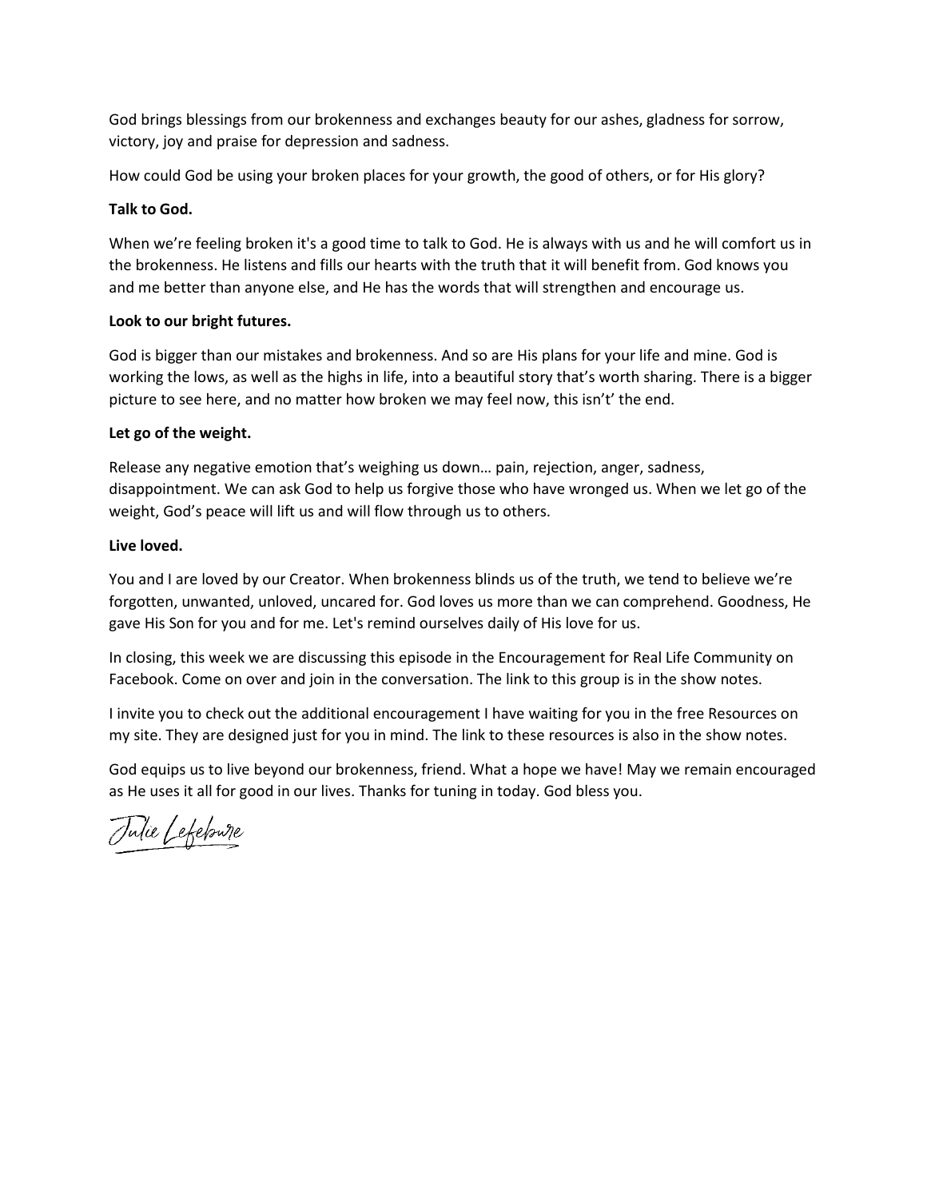God brings blessings from our brokenness and exchanges beauty for our ashes, gladness for sorrow, victory, joy and praise for depression and sadness.

How could God be using your broken places for your growth, the good of others, or for His glory?

**Talk to God.**

When we're feeling broken it's a good time to talk to God. He is always with us and he will comfort us in the brokenness. He listens and fills our hearts with the truth that it will benefit from. God knows you and me better than anyone else, and He has the words that will strengthen and encourage us.

**Look to our bright futures.**

God is bigger than our mistakes and brokenness. And so are His plans for your life and mine. God is working the lows, as well as the highs in life, into a beautiful story that's worth sharing. There is a bigger picture to see here, and no matter how broken we may feel now, this isn't' the end.

**Let go of the weight.**

Release any negative emotion that's weighing us down… pain, rejection, anger, sadness, disappointment. We can ask God to help us forgive those who have wronged us. When we let go of the weight, God's peace will lift us and will flow through us to others.

**Live loved.**

You and I are loved by our Creator. When brokenness blinds us of the truth, we tend to believe we're forgotten, unwanted, unloved, uncared for. God loves us more than we can comprehend. Goodness, He gave His Son for you and for me. Let's remind ourselves daily of His love for us.

In closing, this week we are discussing this episode in the Encouragement for Real Life Community on Facebook. Come on over and join in the conversation. The link to this group is in the show notes.

I invite you to check out the additional encouragement I have waiting for you in the free Resources on my site. They are designed just for you in mind. The link to these resources is also in the show notes.

God equips us to live beyond our brokenness, friend. What a hope we have! May we remain encouraged as He uses it all for good in our lives. Thanks for tuning in today. God bless you.

Julie Lefebure